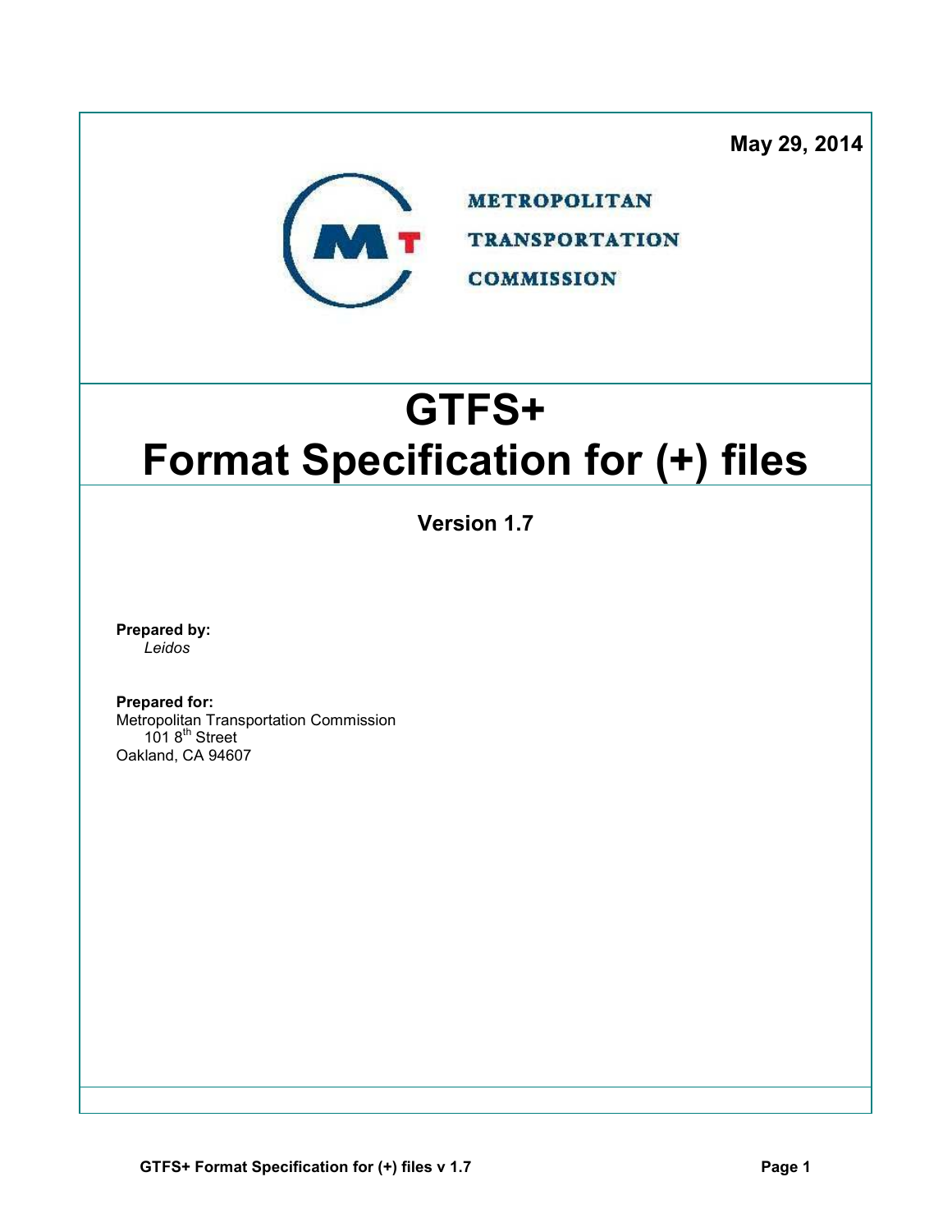May 29, 2014

METROPOLITAN
TRANSPORTATION
COMMISSION

# GTFS+
# Format Specification for (+) files

### Version 1.7

**Prepared by:**
*Leidos*

**Prepared for:**
Metropolitan Transportation Commission
101 8th Street
Oakland, CA 94607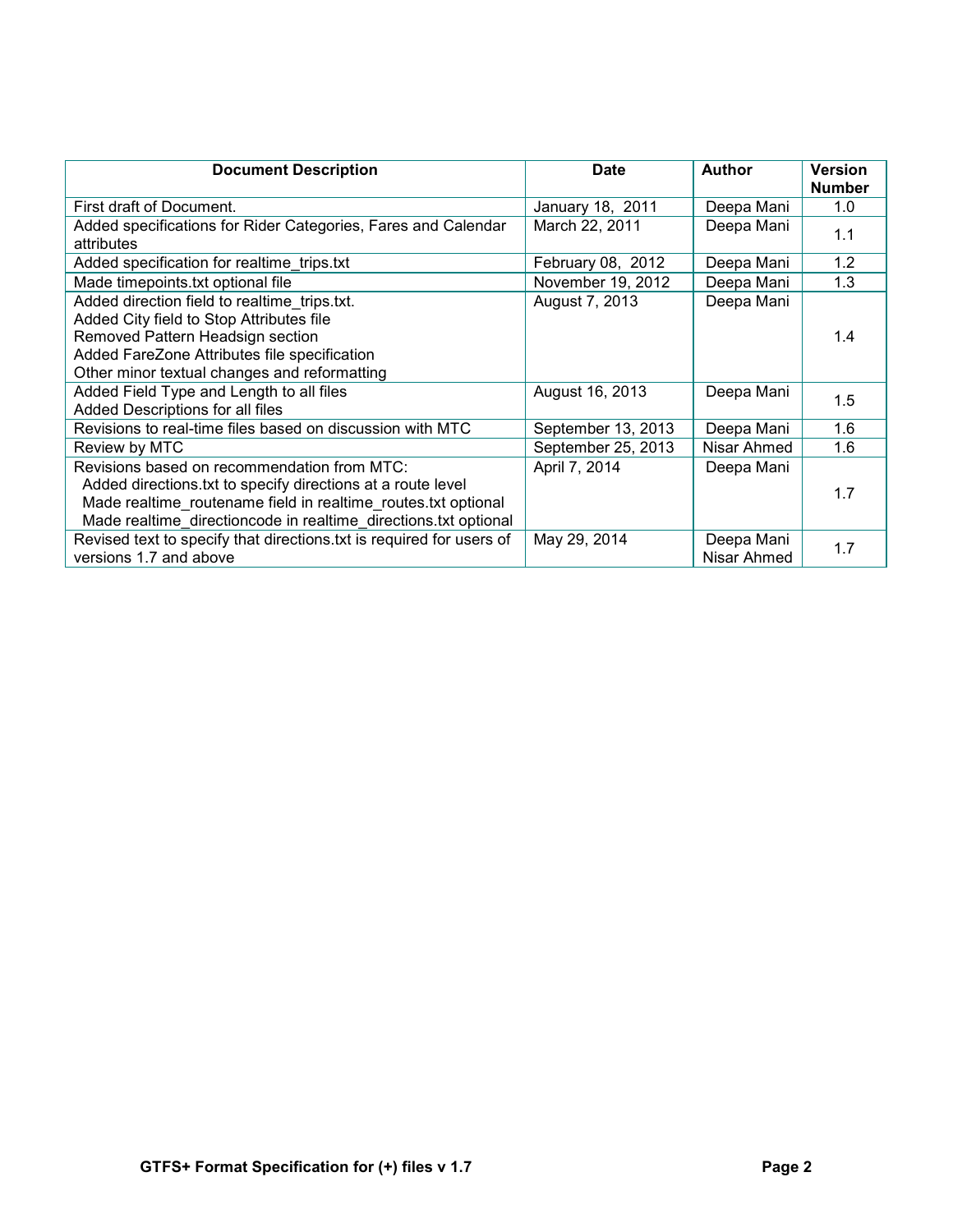| Document Description | Date | Author | Version Number |
|---|---|---|---|
| First draft of Document. | January 18, 2011 | Deepa Mani | 1.0 |
| Added specifications for Rider Categories, Fares and Calendar attributes | March 22, 2011 | Deepa Mani | 1.1 |
| Added specification for realtime_trips.txt | February 08, 2012 | Deepa Mani | 1.2 |
| Made timepoints.txt optional file | November 19, 2012 | Deepa Mani | 1.3 |
| Added direction field to realtime_trips.txt.<br>Added City field to Stop Attributes file<br>Removed Pattern Headsign section<br>Added FareZone Attributes file specification<br>Other minor textual changes and reformatting | August 7, 2013 | Deepa Mani | 1.4 |
| Added Field Type and Length to all files<br>Added Descriptions for all files | August 16, 2013 | Deepa Mani | 1.5 |
| Revisions to real-time files based on discussion with MTC | September 13, 2013 | Deepa Mani | 1.6 |
| Review by MTC | September 25, 2013 | Nisar Ahmed | 1.6 |
| Revisions based on recommendation from MTC:<br>Added directions.txt to specify directions at a route level<br>Made realtime_routename field in realtime_routes.txt optional<br>Made realtime_directioncode in realtime_directions.txt optional | April 7, 2014 | Deepa Mani | 1.7 |
| Revised text to specify that directions.txt is required for users of versions 1.7 and above | May 29, 2014 | Deepa Mani<br>Nisar Ahmed | 1.7 |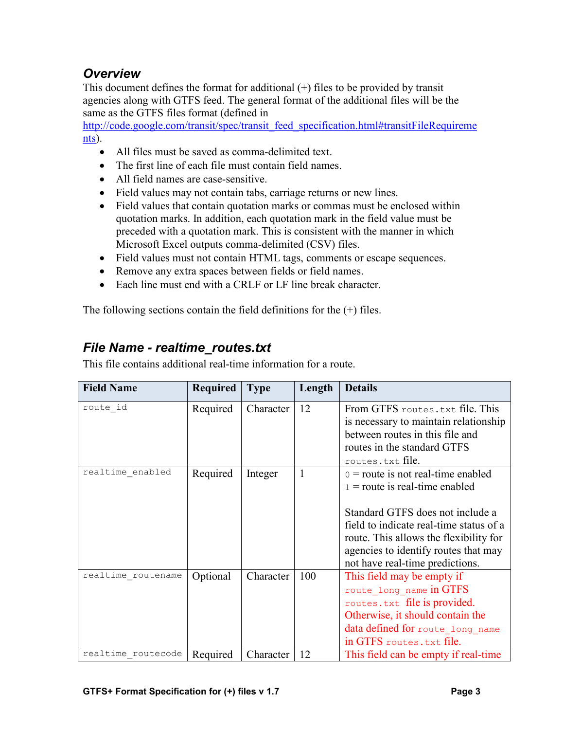## *Overview*

This document defines the format for additional (+) files to be provided by transit agencies along with GTFS feed. The general format of the additional files will be the same as the GTFS files format (defined in [http://code.google.com/transit/spec/transit_feed_specification.html#transitFileRequirements](http://code.google.com/transit/spec/transit_feed_specification.html#transitFileRequirements)).

- All files must be saved as comma-delimited text.
- The first line of each file must contain field names.
- All field names are case-sensitive.
- Field values may not contain tabs, carriage returns or new lines.
- Field values that contain quotation marks or commas must be enclosed within quotation marks. In addition, each quotation mark in the field value must be preceded with a quotation mark. This is consistent with the manner in which Microsoft Excel outputs comma-delimited (CSV) files.
- Field values must not contain HTML tags, comments or escape sequences.
- Remove any extra spaces between fields or field names.
- Each line must end with a CRLF or LF line break character.

The following sections contain the field definitions for the (+) files.

## *File Name - realtime_routes.txt*

This file contains additional real-time information for a route.

| Field Name | Required | Type | Length | Details |
|---|---|---|---|---|
| `route_id` | Required | Character | 12 | From GTFS `routes.txt` file. This is necessary to maintain relationship between routes in this file and routes in the standard GTFS `routes.txt` file. |
| `realtime_enabled` | Required | Integer | 1 | `0` = route is not real-time enabled<br>`1` = route is real-time enabled<br><br>Standard GTFS does not include a field to indicate real-time status of a route. This allows the flexibility for agencies to identify routes that may not have real-time predictions. |
| `realtime_routename` | Optional | Character | 100 | This field may be empty if `route_long_name` in GTFS `routes.txt` file is provided. Otherwise, it should contain the data defined for `route_long_name` in GTFS `routes.txt` file. |
| `realtime_routecode` | Required | Character | 12 | This field can be empty if real-time |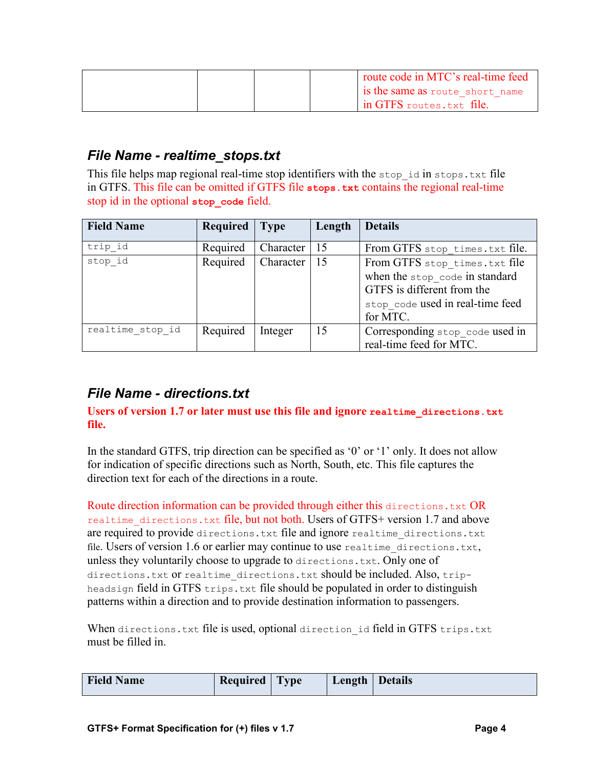| | | | | route code in MTC's real-time feed is the same as `route_short_name` in GTFS `routes.txt` file. |
|---|---|---|---|---|

### *File Name - realtime_stops.txt*

This file helps map regional real-time stop identifiers with the `stop_id` in `stops.txt` file in GTFS. This file can be omitted if GTFS file **`stops.txt`** contains the regional real-time stop id in the optional **`stop_code`** field.

| Field Name | Required | Type | Length | Details |
|---|---|---|---|---|
| `trip_id` | Required | Character | 15 | From GTFS `stop_times.txt` file. |
| `stop_id` | Required | Character | 15 | From GTFS `stop_times.txt` file when the `stop_code` in standard GTFS is different from the `stop_code` used in real-time feed for MTC. |
| `realtime_stop_id` | Required | Integer | 15 | Corresponding `stop_code` used in real-time feed for MTC. |

### *File Name - directions.txt*

**Users of version 1.7 or later must use this file and ignore `realtime_directions.txt` file.**

In the standard GTFS, trip direction can be specified as '0' or '1' only. It does not allow for indication of specific directions such as North, South, etc. This file captures the direction text for each of the directions in a route.

Route direction information can be provided through either this `directions.txt` OR `realtime_directions.txt` file, but not both. Users of GTFS+ version 1.7 and above are required to provide `directions.txt` file and ignore `realtime_directions.txt` file. Users of version 1.6 or earlier may continue to use `realtime_directions.txt`, unless they voluntarily choose to upgrade to `directions.txt`. Only one of `directions.txt` or `realtime_directions.txt` should be included. Also, `trip-headsign` field in GTFS `trips.txt` file should be populated in order to distinguish patterns within a direction and to provide destination information to passengers.

When `directions.txt` file is used, optional `direction_id` field in GTFS `trips.txt` must be filled in.

| Field Name | Required | Type | Length | Details |
|---|---|---|---|---|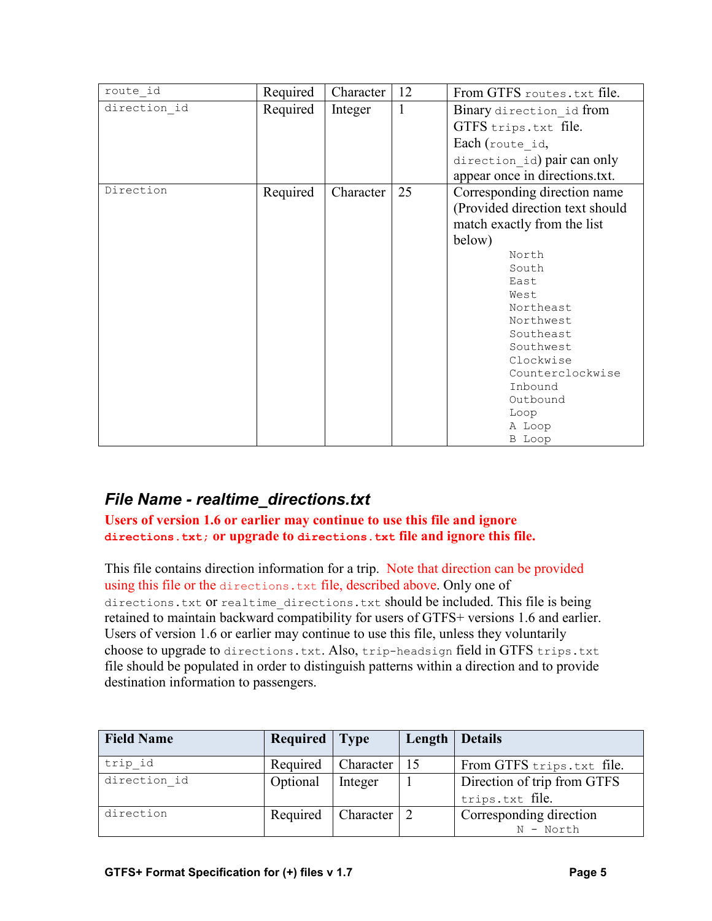| | | | | |
|---|---|---|---|---|
| route_id | Required | Character | 12 | From GTFS routes.txt file. |
| direction_id | Required | Integer | 1 | Binary direction_id from GTFS trips.txt file. Each (route_id, direction_id) pair can only appear once in directions.txt. |
| Direction | Required | Character | 25 | Corresponding direction name (Provided direction text should match exactly from the list below)<br>North<br>South<br>East<br>West<br>Northeast<br>Northwest<br>Southeast<br>Southwest<br>Clockwise<br>Counterclockwise<br>Inbound<br>Outbound<br>Loop<br>A Loop<br>B Loop |

## *File Name - realtime_directions.txt*

**Users of version 1.6 or earlier may continue to use this file and ignore directions.txt; or upgrade to directions.txt file and ignore this file.**

This file contains direction information for a trip. Note that direction can be provided using this file or the directions.txt file, described above. Only one of directions.txt or realtime_directions.txt should be included. This file is being retained to maintain backward compatibility for users of GTFS+ versions 1.6 and earlier. Users of version 1.6 or earlier may continue to use this file, unless they voluntarily choose to upgrade to directions.txt. Also, trip-headsign field in GTFS trips.txt file should be populated in order to distinguish patterns within a direction and to provide destination information to passengers.

| Field Name | Required | Type | Length | Details |
|---|---|---|---|---|
| trip_id | Required | Character | 15 | From GTFS trips.txt file. |
| direction_id | Optional | Integer | 1 | Direction of trip from GTFS trips.txt file. |
| direction | Required | Character | 2 | Corresponding direction<br>N - North |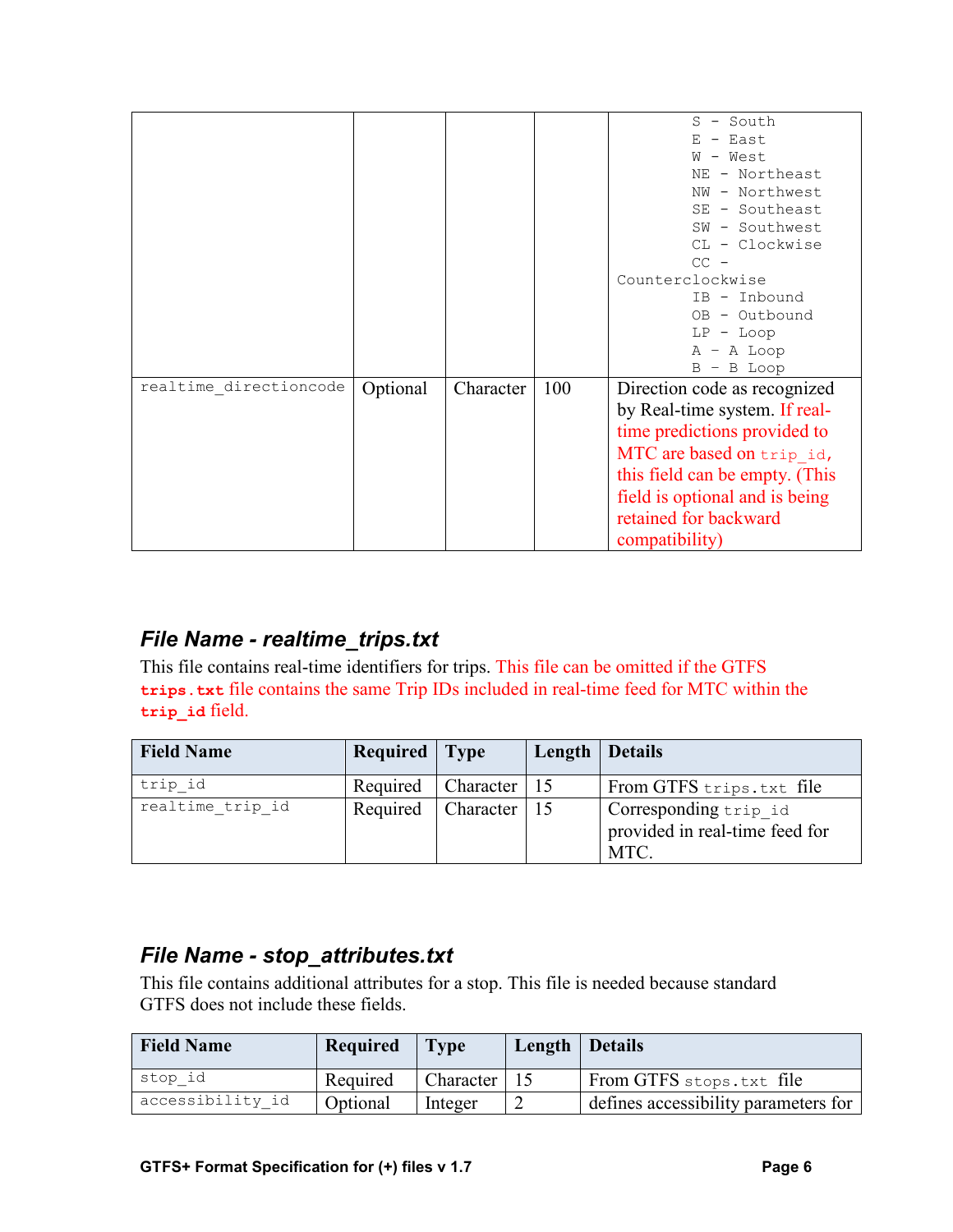| | | | | S - South<br>E - East<br>W - West<br>NE - Northeast<br>NW - Northwest<br>SE - Southeast<br>SW - Southwest<br>CL - Clockwise<br>CC - Counterclockwise<br>IB - Inbound<br>OB - Outbound<br>LP - Loop<br>A – A Loop<br>B – B Loop |
|---|---|---|---|---|
| `realtime_directioncode` | Optional | Character | 100 | Direction code as recognized by Real-time system. If real-time predictions provided to MTC are based on `trip_id`, this field can be empty. (This field is optional and is being retained for backward compatibility) |

### *File Name - realtime_trips.txt*

This file contains real-time identifiers for trips. This file can be omitted if the GTFS **`trips.txt`** file contains the same Trip IDs included in real-time feed for MTC within the **`trip_id`** field.

| Field Name | Required | Type | Length | Details |
|---|---|---|---|---|
| `trip_id` | Required | Character | 15 | From GTFS `trips.txt` file |
| `realtime_trip_id` | Required | Character | 15 | Corresponding `trip_id` provided in real-time feed for MTC. |

### *File Name - stop_attributes.txt*

This file contains additional attributes for a stop. This file is needed because standard GTFS does not include these fields.

| Field Name | Required | Type | Length | Details |
|---|---|---|---|---|
| `stop_id` | Required | Character | 15 | From GTFS `stops.txt` file |
| `accessibility_id` | Optional | Integer | 2 | defines accessibility parameters for |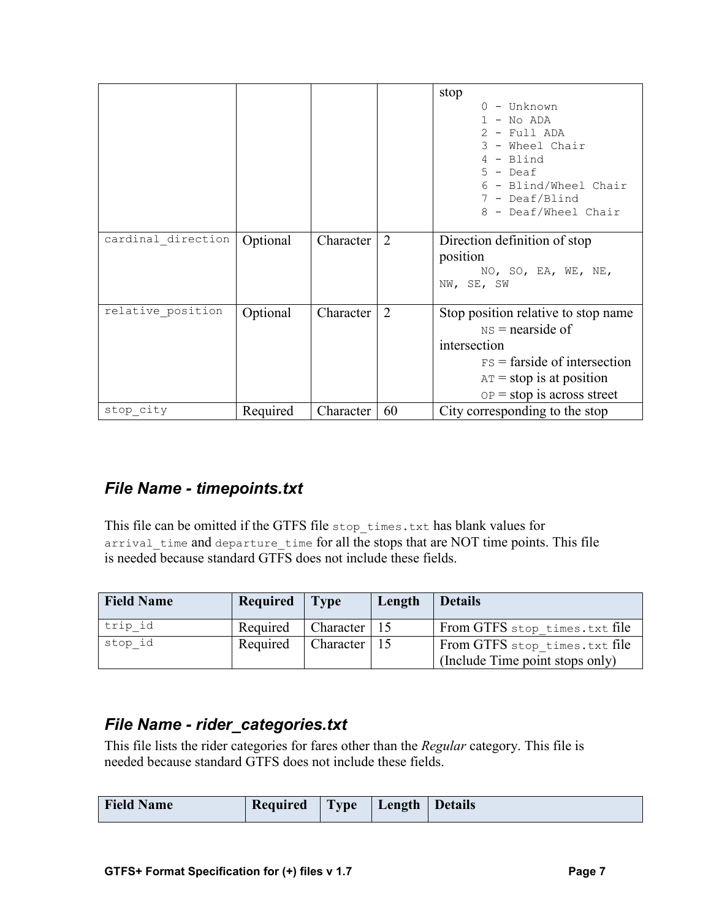| | | | | stop<br>0 - Unknown<br>1 - No ADA<br>2 - Full ADA<br>3 - Wheel Chair<br>4 - Blind<br>5 - Deaf<br>6 - Blind/Wheel Chair<br>7 - Deaf/Blind<br>8 - Deaf/Wheel Chair |
|---|---|---|---|---|
| cardinal_direction | Optional | Character | 2 | Direction definition of stop position<br>NO, SO, EA, WE, NE, NW, SE, SW |
| relative_position | Optional | Character | 2 | Stop position relative to stop name<br>NS = nearside of intersection<br>FS = farside of intersection<br>AT = stop is at position<br>OP = stop is across street |
| stop_city | Required | Character | 60 | City corresponding to the stop |

## *File Name - timepoints.txt*

This file can be omitted if the GTFS file `stop_times.txt` has blank values for `arrival_time` and `departure_time` for all the stops that are NOT time points. This file is needed because standard GTFS does not include these fields.

| Field Name | Required | Type | Length | Details |
|---|---|---|---|---|
| trip_id | Required | Character | 15 | From GTFS `stop_times.txt` file |
| stop_id | Required | Character | 15 | From GTFS `stop_times.txt` file (Include Time point stops only) |

## *File Name - rider_categories.txt*

This file lists the rider categories for fares other than the *Regular* category. This file is needed because standard GTFS does not include these fields.

| Field Name | Required | Type | Length | Details |
|---|---|---|---|---|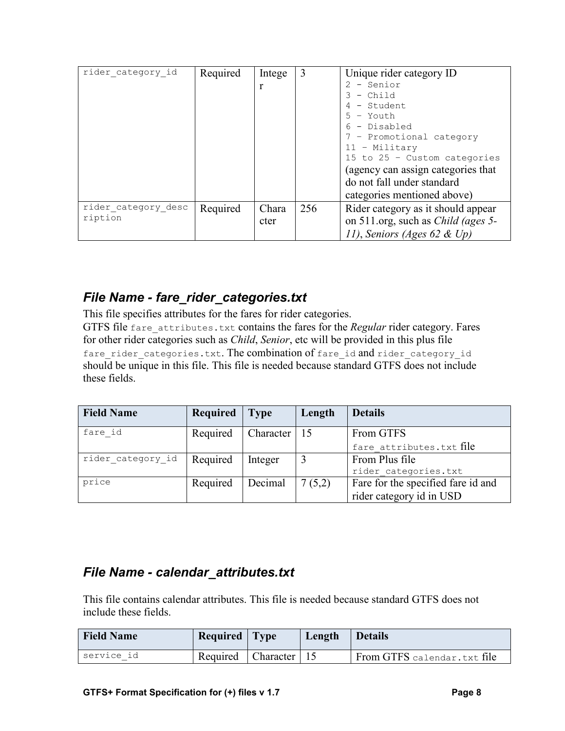| rider_category_id | Required | Integer | 3 | Unique rider category ID<br>2 - Senior<br>3 - Child<br>4 - Student<br>5 - Youth<br>6 - Disabled<br>7 - Promotional category<br>11 – Military<br>15 to 25 – Custom categories (agency can assign categories that do not fall under standard categories mentioned above) |
|---|---|---|---|---|
| rider_category_description | Required | Character | 256 | Rider category as it should appear on 511.org, such as *Child (ages 5-11)*, *Seniors (Ages 62 & Up)* |

## *File Name - fare_rider_categories.txt*

This file specifies attributes for the fares for rider categories.
GTFS file `fare_attributes.txt` contains the fares for the *Regular* rider category. Fares for other rider categories such as *Child*, *Senior*, etc will be provided in this plus file `fare_rider_categories.txt`. The combination of `fare_id` and `rider_category_id` should be unique in this file. This file is needed because standard GTFS does not include these fields.

| Field Name | Required | Type | Length | Details |
|---|---|---|---|---|
| fare_id | Required | Character | 15 | From GTFS `fare_attributes.txt` file |
| rider_category_id | Required | Integer | 3 | From Plus file `rider_categories.txt` |
| price | Required | Decimal | 7 (5,2) | Fare for the specified fare id and rider category id in USD |

## *File Name - calendar_attributes.txt*

This file contains calendar attributes. This file is needed because standard GTFS does not include these fields.

| Field Name | Required | Type | Length | Details |
|---|---|---|---|---|
| service_id | Required | Character | 15 | From GTFS `calendar.txt` file |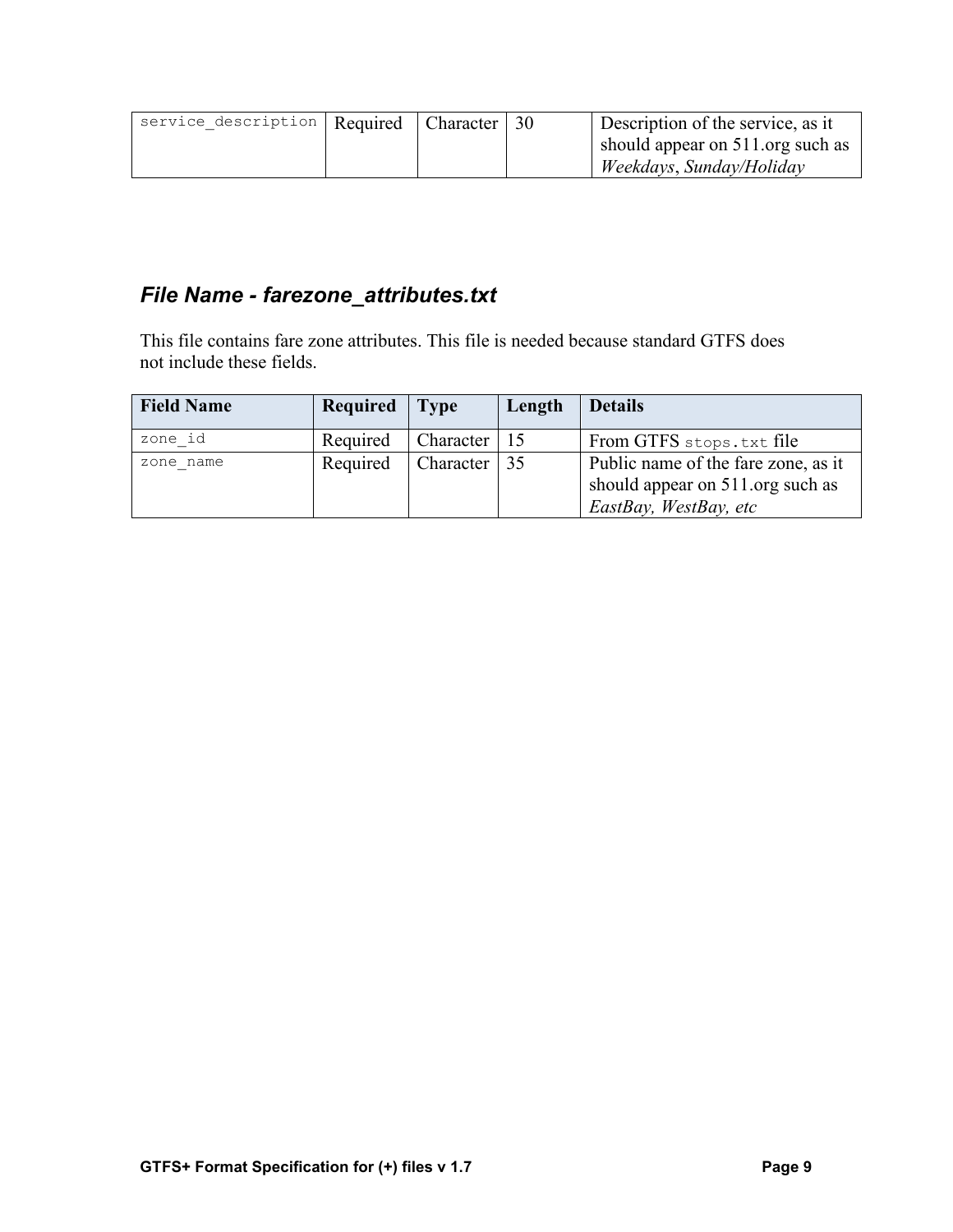| | | | | |
|---|---|---|---|---|
| `service_description` | Required | Character | 30 | Description of the service, as it should appear on 511.org such as *Weekdays*, *Sunday/Holiday* |

### *File Name - farezone_attributes.txt*

This file contains fare zone attributes. This file is needed because standard GTFS does not include these fields.

| Field Name | Required | Type | Length | Details |
|---|---|---|---|---|
| `zone_id` | Required | Character | 15 | From GTFS `stops.txt` file |
| `zone_name` | Required | Character | 35 | Public name of the fare zone, as it should appear on 511.org such as *EastBay, WestBay, etc* |